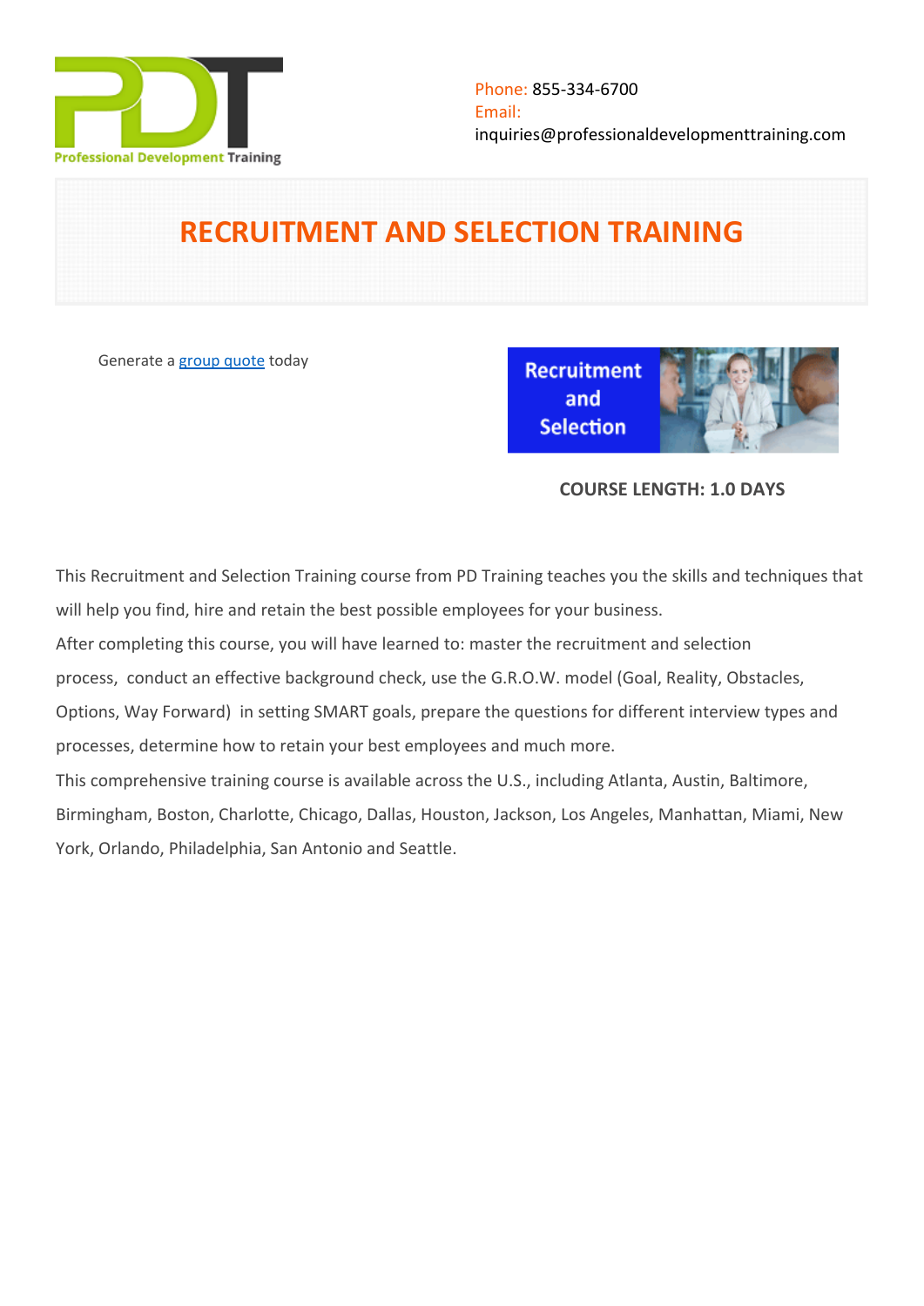Phone: 855-334-6700
Email:
inquiries@professionaldevelopmenttraining.com

# RECRUITMENT AND SELECTION TRAINING

Generate a group quote today

**COURSE LENGTH: 1.0 DAYS**

This Recruitment and Selection Training course from PD Training teaches you the skills and techniques that will help you find, hire and retain the best possible employees for your business.

After completing this course, you will have learned to: master the recruitment and selection process, conduct an effective background check, use the G.R.O.W. model (Goal, Reality, Obstacles, Options, Way Forward) in setting SMART goals, prepare the questions for different interview types and processes, determine how to retain your best employees and much more.

This comprehensive training course is available across the U.S., including Atlanta, Austin, Baltimore, Birmingham, Boston, Charlotte, Chicago, Dallas, Houston, Jackson, Los Angeles, Manhattan, Miami, New York, Orlando, Philadelphia, San Antonio and Seattle.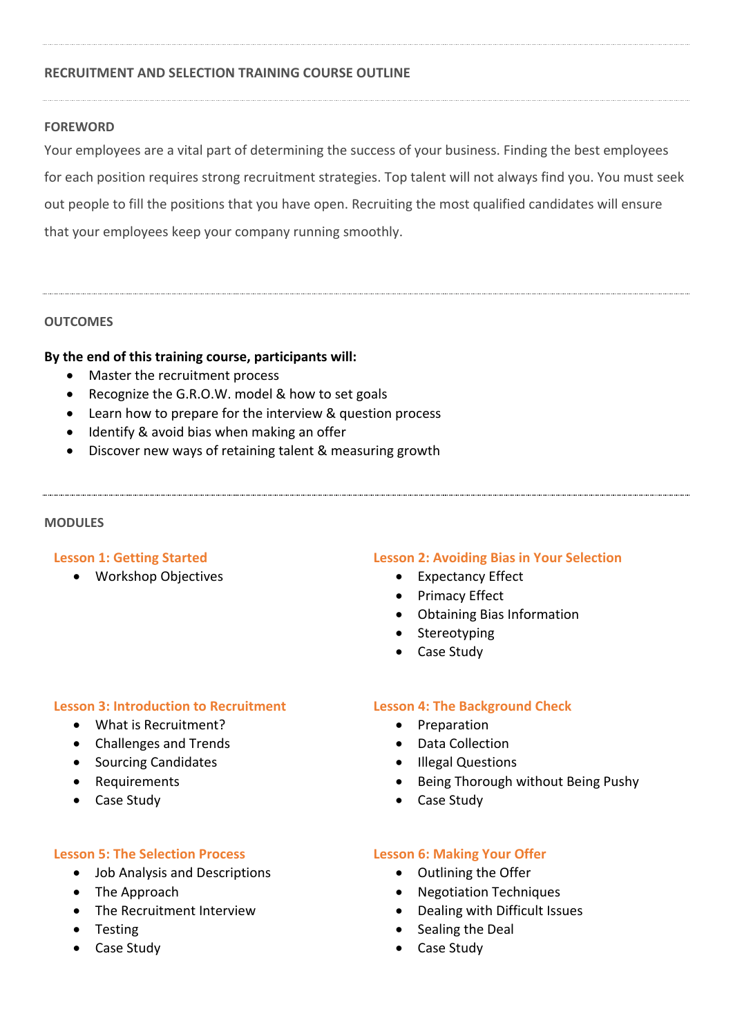# RECRUITMENT AND SELECTION TRAINING COURSE OUTLINE

## FOREWORD

Your employees are a vital part of determining the success of your business. Finding the best employees for each position requires strong recruitment strategies. Top talent will not always find you. You must seek out people to fill the positions that you have open. Recruiting the most qualified candidates will ensure that your employees keep your company running smoothly.

## OUTCOMES

**By the end of this training course, participants will:**

- Master the recruitment process
- Recognize the G.R.O.W. model & how to set goals
- Learn how to prepare for the interview & question process
- Identify & avoid bias when making an offer
- Discover new ways of retaining talent & measuring growth

## MODULES

### Lesson 1: Getting Started

- Workshop Objectives

### Lesson 2: Avoiding Bias in Your Selection

- Expectancy Effect
- Primacy Effect
- Obtaining Bias Information
- Stereotyping
- Case Study

### Lesson 3: Introduction to Recruitment

- What is Recruitment?
- Challenges and Trends
- Sourcing Candidates
- Requirements
- Case Study

### Lesson 4: The Background Check

- Preparation
- Data Collection
- Illegal Questions
- Being Thorough without Being Pushy
- Case Study

### Lesson 5: The Selection Process

- Job Analysis and Descriptions
- The Approach
- The Recruitment Interview
- Testing
- Case Study

### Lesson 6: Making Your Offer

- Outlining the Offer
- Negotiation Techniques
- Dealing with Difficult Issues
- Sealing the Deal
- Case Study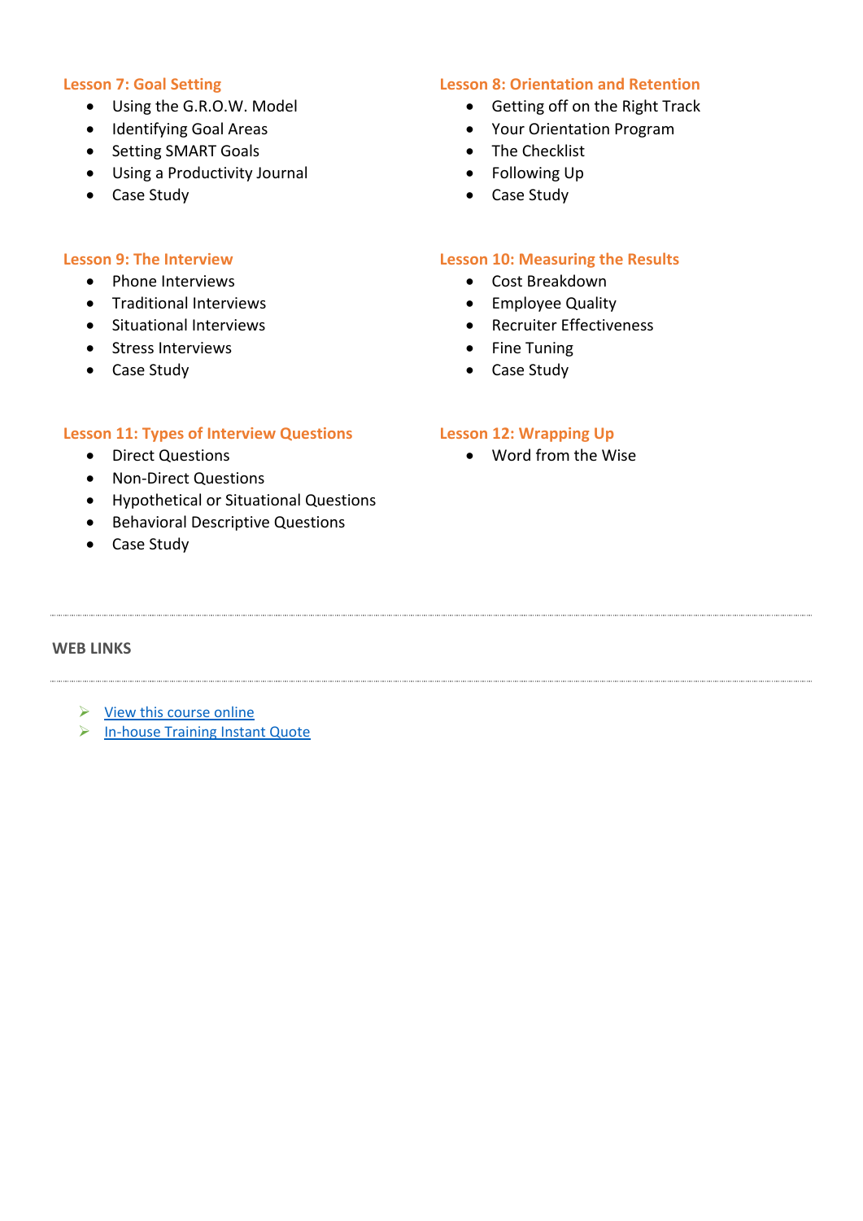### Lesson 7: Goal Setting

- Using the G.R.O.W. Model
- Identifying Goal Areas
- Setting SMART Goals
- Using a Productivity Journal
- Case Study

### Lesson 8: Orientation and Retention

- Getting off on the Right Track
- Your Orientation Program
- The Checklist
- Following Up
- Case Study

### Lesson 9: The Interview

- Phone Interviews
- Traditional Interviews
- Situational Interviews
- Stress Interviews
- Case Study

### Lesson 10: Measuring the Results

- Cost Breakdown
- Employee Quality
- Recruiter Effectiveness
- Fine Tuning
- Case Study

### Lesson 11: Types of Interview Questions

- Direct Questions
- Non-Direct Questions
- Hypothetical or Situational Questions
- Behavioral Descriptive Questions
- Case Study

### Lesson 12: Wrapping Up

- Word from the Wise

---

## WEB LINKS

---

- View this course online
- In-house Training Instant Quote